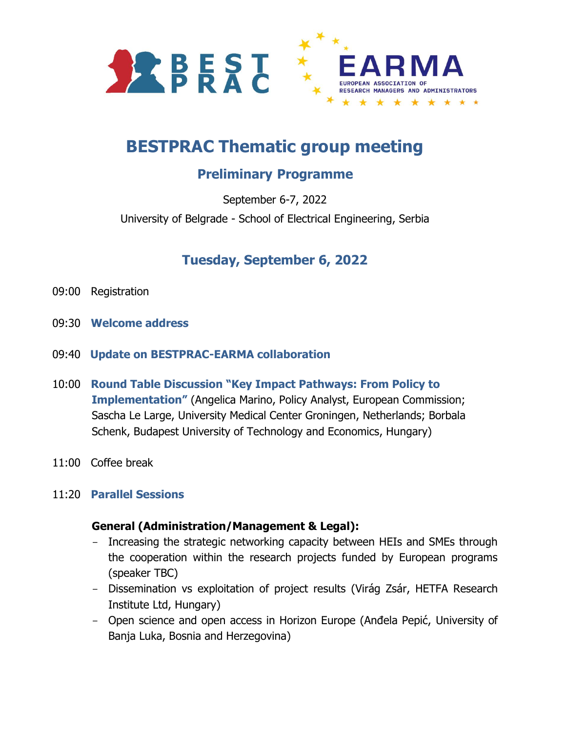# BESTPRAC Thematic group meeting

## Preliminary Programme

September 6-7, 2022

University of Belgrade - School of Electrical Engineering, Serbia

## Tuesday, September 6, 2022

09:00 Registration

09:30 **Welcome address**

09:40 **Update on BESTPRAC-EARMA collaboration**

10:00 **Round Table Discussion "Key Impact Pathways: From Policy to Implementation"** (Angelica Marino, Policy Analyst, European Commission; Sascha Le Large, University Medical Center Groningen, Netherlands; Borbala Schenk, Budapest University of Technology and Economics, Hungary)

11:00 Coffee break

11:20 **Parallel Sessions**

**General (Administration/Management & Legal):**

- Increasing the strategic networking capacity between HEIs and SMEs through the cooperation within the research projects funded by European programs (speaker TBC)
- Dissemination vs exploitation of project results (Virág Zsár, HETFA Research Institute Ltd, Hungary)
- Open science and open access in Horizon Europe (Anđela Pepić, University of Banja Luka, Bosnia and Herzegovina)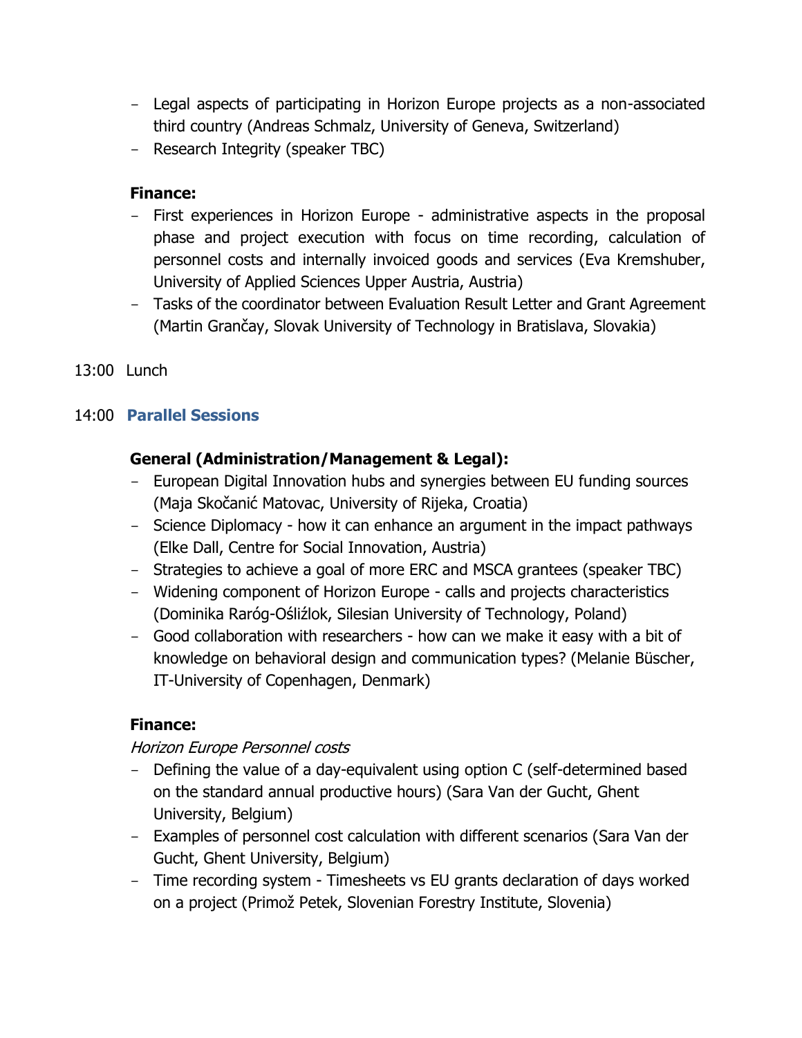- Legal aspects of participating in Horizon Europe projects as a non-associated third country (Andreas Schmalz, University of Geneva, Switzerland)
- Research Integrity (speaker TBC)

**Finance:**

- First experiences in Horizon Europe - administrative aspects in the proposal phase and project execution with focus on time recording, calculation of personnel costs and internally invoiced goods and services (Eva Kremshuber, University of Applied Sciences Upper Austria, Austria)
- Tasks of the coordinator between Evaluation Result Letter and Grant Agreement (Martin Grančay, Slovak University of Technology in Bratislava, Slovakia)

13:00 Lunch

14:00 **Parallel Sessions**

**General (Administration/Management & Legal):**

- European Digital Innovation hubs and synergies between EU funding sources (Maja Skočanić Matovac, University of Rijeka, Croatia)
- Science Diplomacy - how it can enhance an argument in the impact pathways (Elke Dall, Centre for Social Innovation, Austria)
- Strategies to achieve a goal of more ERC and MSCA grantees (speaker TBC)
- Widening component of Horizon Europe - calls and projects characteristics (Dominika Raróg-Ośliźlok, Silesian University of Technology, Poland)
- Good collaboration with researchers - how can we make it easy with a bit of knowledge on behavioral design and communication types? (Melanie Büscher, IT-University of Copenhagen, Denmark)

**Finance:**

*Horizon Europe Personnel costs*

- Defining the value of a day-equivalent using option C (self-determined based on the standard annual productive hours) (Sara Van der Gucht, Ghent University, Belgium)
- Examples of personnel cost calculation with different scenarios (Sara Van der Gucht, Ghent University, Belgium)
- Time recording system - Timesheets vs EU grants declaration of days worked on a project (Primož Petek, Slovenian Forestry Institute, Slovenia)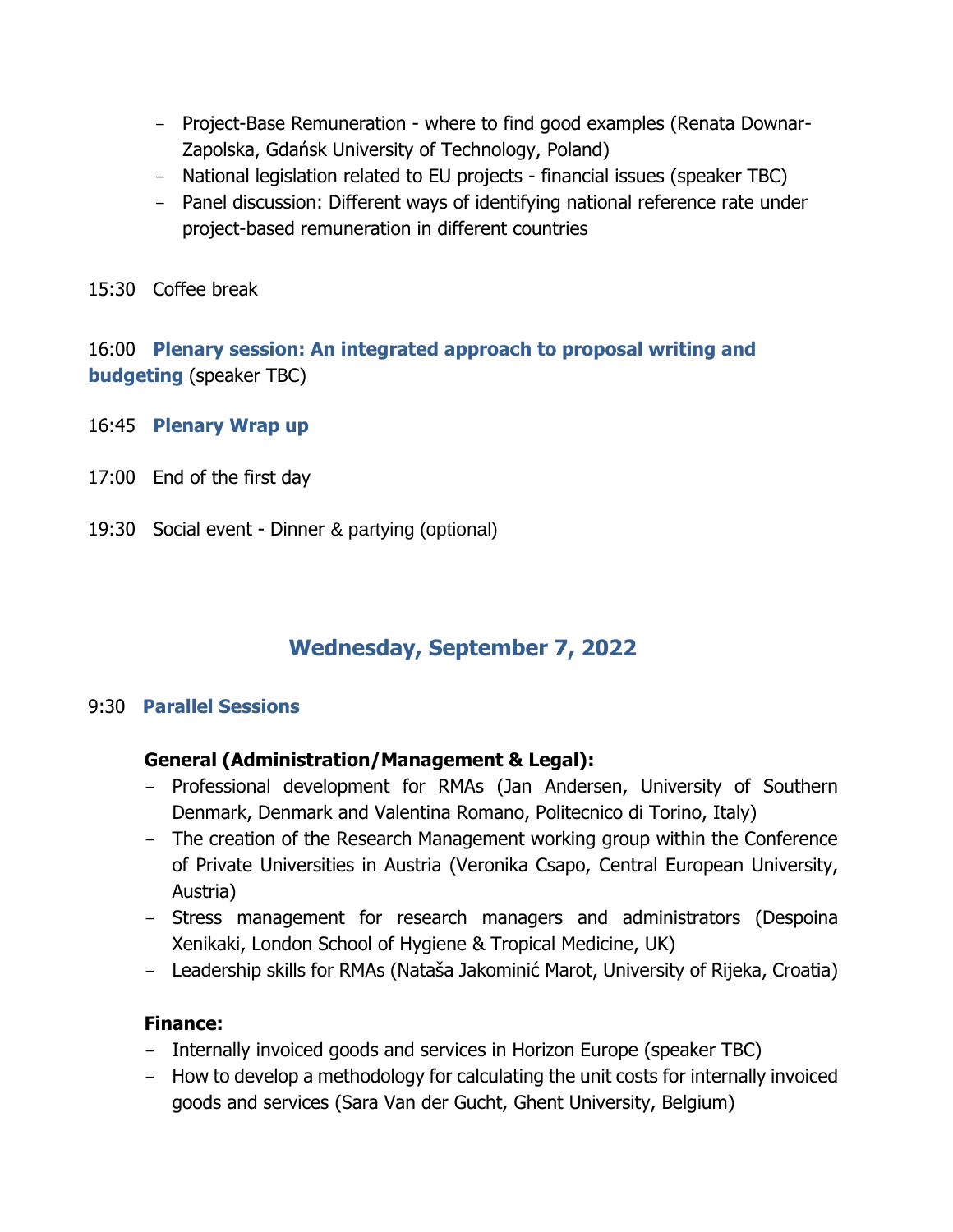- Project-Base Remuneration - where to find good examples (Renata Downar-Zapolska, Gdańsk University of Technology, Poland)
- National legislation related to EU projects - financial issues (speaker TBC)
- Panel discussion: Different ways of identifying national reference rate under project-based remuneration in different countries

15:30 Coffee break

16:00 **Plenary session: An integrated approach to proposal writing and budgeting** (speaker TBC)

16:45 **Plenary Wrap up**

17:00 End of the first day

19:30 Social event - Dinner & partying (optional)

## Wednesday, September 7, 2022

9:30 **Parallel Sessions**

**General (Administration/Management & Legal):**

- Professional development for RMAs (Jan Andersen, University of Southern Denmark, Denmark and Valentina Romano, Politecnico di Torino, Italy)
- The creation of the Research Management working group within the Conference of Private Universities in Austria (Veronika Csapo, Central European University, Austria)
- Stress management for research managers and administrators (Despoina Xenikaki, London School of Hygiene & Tropical Medicine, UK)
- Leadership skills for RMAs (Nataša Jakominić Marot, University of Rijeka, Croatia)

**Finance:**

- Internally invoiced goods and services in Horizon Europe (speaker TBC)
- How to develop a methodology for calculating the unit costs for internally invoiced goods and services (Sara Van der Gucht, Ghent University, Belgium)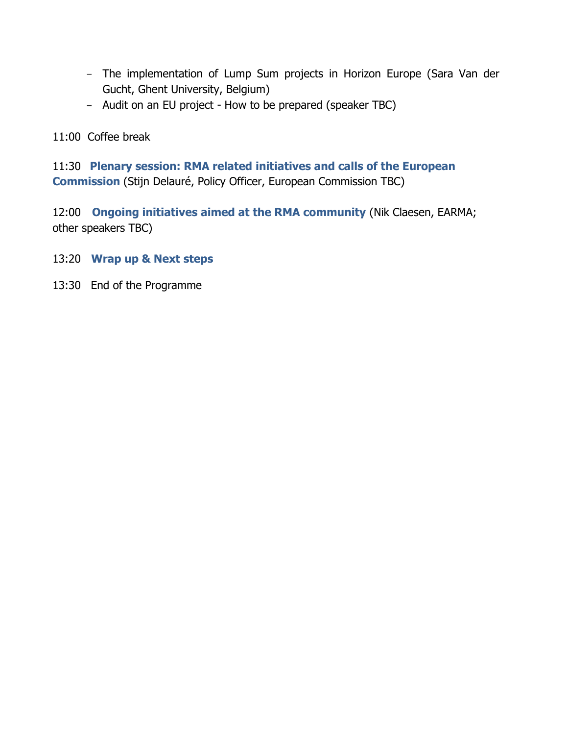- The implementation of Lump Sum projects in Horizon Europe (Sara Van der Gucht, Ghent University, Belgium)
- Audit on an EU project - How to be prepared (speaker TBC)

11:00 Coffee break

11:30 **Plenary session: RMA related initiatives and calls of the European Commission** (Stijn Delauré, Policy Officer, European Commission TBC)

12:00 **Ongoing initiatives aimed at the RMA community** (Nik Claesen, EARMA; other speakers TBC)

13:20 **Wrap up & Next steps**

13:30 End of the Programme